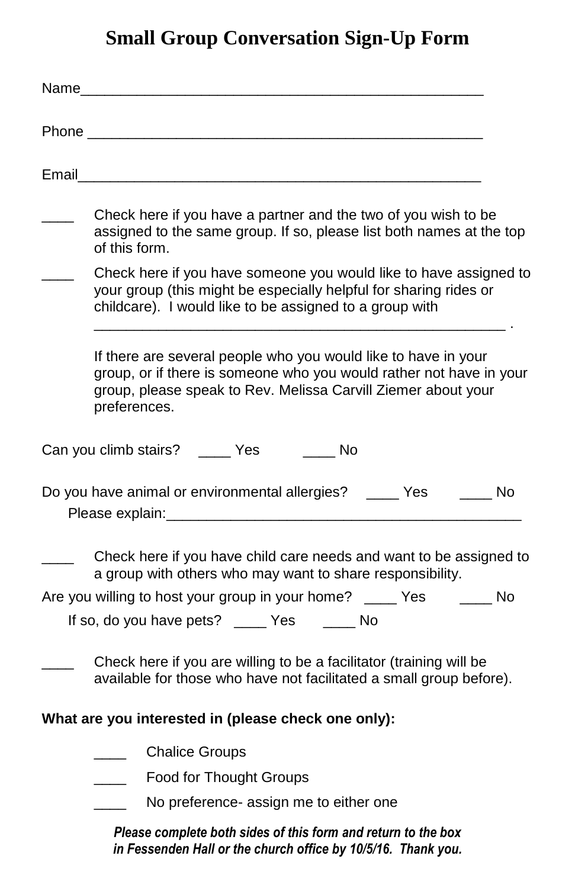# Small Group Conversation Sign-Up Form

Name_______________________________________________

Phone ______________________________________________

Email_______________________________________________

____ Check here if you have a partner and the two of you wish to be assigned to the same group. If so, please list both names at the top of this form.

____ Check here if you have someone you would like to have assigned to your group (this might be especially helpful for sharing rides or childcare). I would like to be assigned to a group with _____________________________________________ .

If there are several people who you would like to have in your group, or if there is someone who you would rather not have in your group, please speak to Rev. Melissa Carvill Ziemer about your preferences.

Can you climb stairs? ____ Yes ____ No

Do you have animal or environmental allergies? ____ Yes ____ No

Please explain:_____________________________________________

____ Check here if you have child care needs and want to be assigned to a group with others who may want to share responsibility.

Are you willing to host your group in your home? ____ Yes ____ No

If so, do you have pets? ____ Yes ____ No

____ Check here if you are willing to be a facilitator (training will be available for those who have not facilitated a small group before).

**What are you interested in (please check one only):**

____ Chalice Groups

____ Food for Thought Groups

____ No preference- assign me to either one

***Please complete both sides of this form and return to the box in Fessenden Hall or the church office by 10/5/16. Thank you.***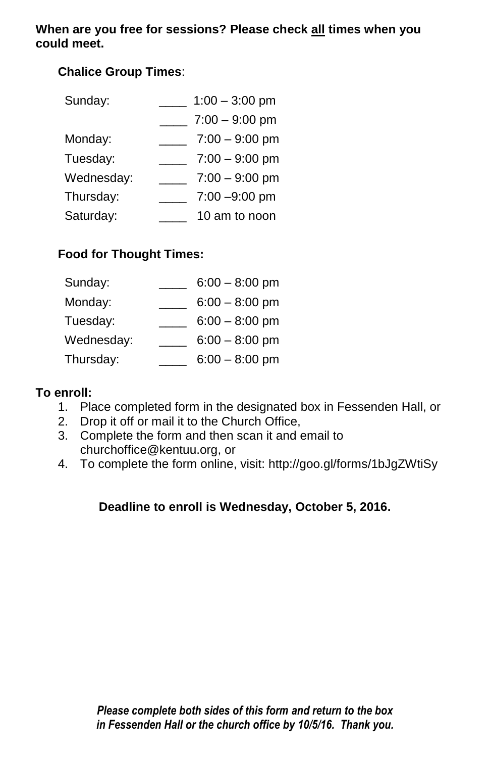**When are you free for sessions? Please check <u>all</u> times when you could meet.**

**Chalice Group Times**:

| | | |
|---|---|---|
| Sunday: | ____ | 1:00 – 3:00 pm |
| | ____ | 7:00 – 9:00 pm |
| Monday: | ____ | 7:00 – 9:00 pm |
| Tuesday: | ____ | 7:00 – 9:00 pm |
| Wednesday: | ____ | 7:00 – 9:00 pm |
| Thursday: | ____ | 7:00 –9:00 pm |
| Saturday: | ____ | 10 am to noon |

**Food for Thought Times:**

| | | |
|---|---|---|
| Sunday: | ____ | 6:00 – 8:00 pm |
| Monday: | ____ | 6:00 – 8:00 pm |
| Tuesday: | ____ | 6:00 – 8:00 pm |
| Wednesday: | ____ | 6:00 – 8:00 pm |
| Thursday: | ____ | 6:00 – 8:00 pm |

**To enroll:**

1. Place completed form in the designated box in Fessenden Hall, or
2. Drop it off or mail it to the Church Office,
3. Complete the form and then scan it and email to churchoffice@kentuu.org, or
4. To complete the form online, visit: http://goo.gl/forms/1bJgZWtiSy

**Deadline to enroll is Wednesday, October 5, 2016.**

***Please complete both sides of this form and return to the box in Fessenden Hall or the church office by 10/5/16. Thank you.***